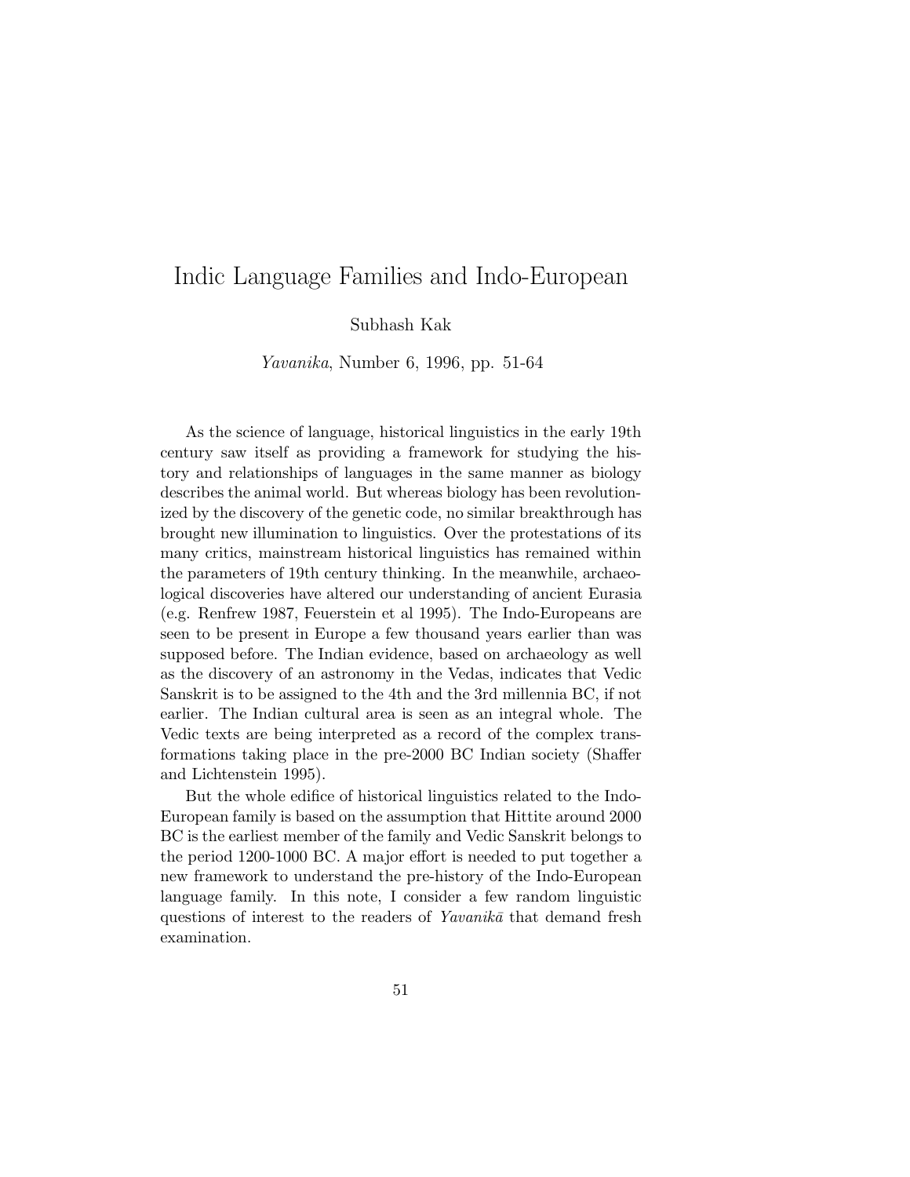# Indic Language Families and Indo-European

Subhash Kak

*Yavanika*, Number 6, 1996, pp. 51-64

As the science of language, historical linguistics in the early 19th century saw itself as providing a framework for studying the history and relationships of languages in the same manner as biology describes the animal world. But whereas biology has been revolutionized by the discovery of the genetic code, no similar breakthrough has brought new illumination to linguistics. Over the protestations of its many critics, mainstream historical linguistics has remained within the parameters of 19th century thinking. In the meanwhile, archaeological discoveries have altered our understanding of ancient Eurasia (e.g. Renfrew 1987, Feuerstein et al 1995). The Indo-Europeans are seen to be present in Europe a few thousand years earlier than was supposed before. The Indian evidence, based on archaeology as well as the discovery of an astronomy in the Vedas, indicates that Vedic Sanskrit is to be assigned to the 4th and the 3rd millennia BC, if not earlier. The Indian cultural area is seen as an integral whole. The Vedic texts are being interpreted as a record of the complex transformations taking place in the pre-2000 BC Indian society (Shaffer and Lichtenstein 1995).

But the whole edifice of historical linguistics related to the Indo-European family is based on the assumption that Hittite around 2000 BC is the earliest member of the family and Vedic Sanskrit belongs to the period 1200-1000 BC. A major effort is needed to put together a new framework to understand the pre-history of the Indo-European language family. In this note, I consider a few random linguistic questions of interest to the readers of *Yavanikā* that demand fresh examination.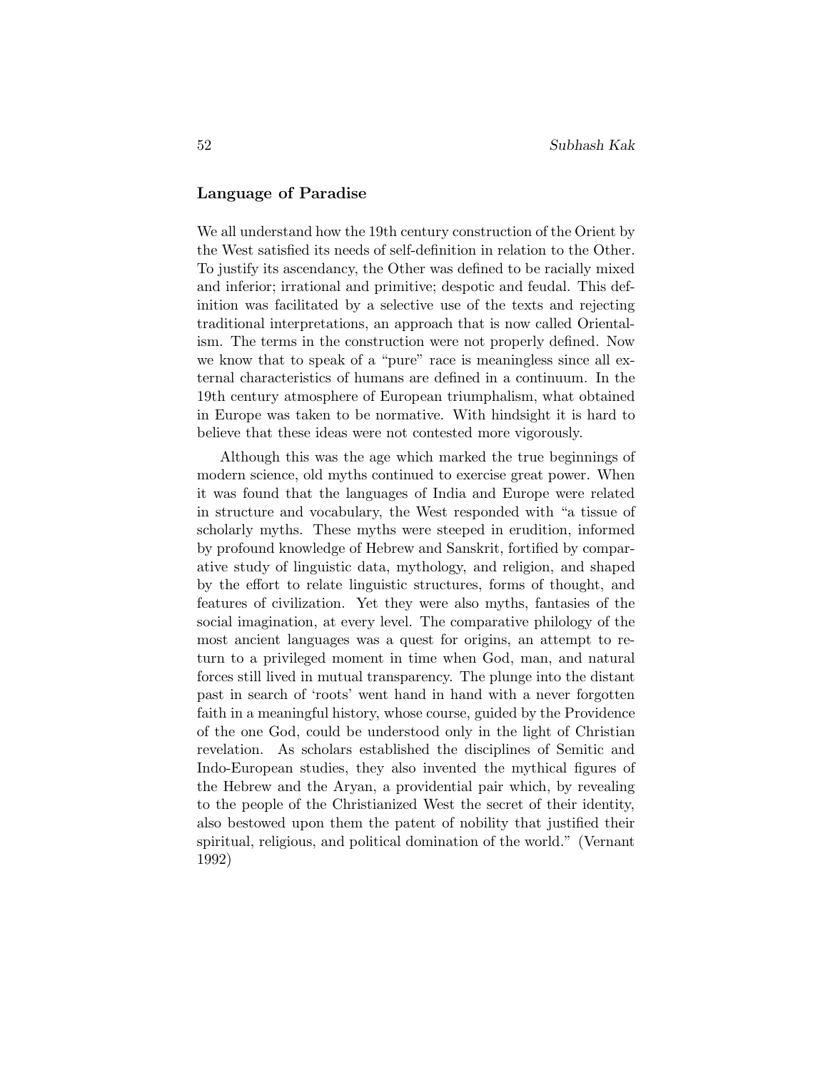## Language of Paradise

We all understand how the 19th century construction of the Orient by the West satisfied its needs of self-definition in relation to the Other. To justify its ascendancy, the Other was defined to be racially mixed and inferior; irrational and primitive; despotic and feudal. This definition was facilitated by a selective use of the texts and rejecting traditional interpretations, an approach that is now called Orientalism. The terms in the construction were not properly defined. Now we know that to speak of a "pure" race is meaningless since all external characteristics of humans are defined in a continuum. In the 19th century atmosphere of European triumphalism, what obtained in Europe was taken to be normative. With hindsight it is hard to believe that these ideas were not contested more vigorously.

Although this was the age which marked the true beginnings of modern science, old myths continued to exercise great power. When it was found that the languages of India and Europe were related in structure and vocabulary, the West responded with "a tissue of scholarly myths. These myths were steeped in erudition, informed by profound knowledge of Hebrew and Sanskrit, fortified by comparative study of linguistic data, mythology, and religion, and shaped by the effort to relate linguistic structures, forms of thought, and features of civilization. Yet they were also myths, fantasies of the social imagination, at every level. The comparative philology of the most ancient languages was a quest for origins, an attempt to return to a privileged moment in time when God, man, and natural forces still lived in mutual transparency. The plunge into the distant past in search of 'roots' went hand in hand with a never forgotten faith in a meaningful history, whose course, guided by the Providence of the one God, could be understood only in the light of Christian revelation. As scholars established the disciplines of Semitic and Indo-European studies, they also invented the mythical figures of the Hebrew and the Aryan, a providential pair which, by revealing to the people of the Christianized West the secret of their identity, also bestowed upon them the patent of nobility that justified their spiritual, religious, and political domination of the world." (Vernant 1992)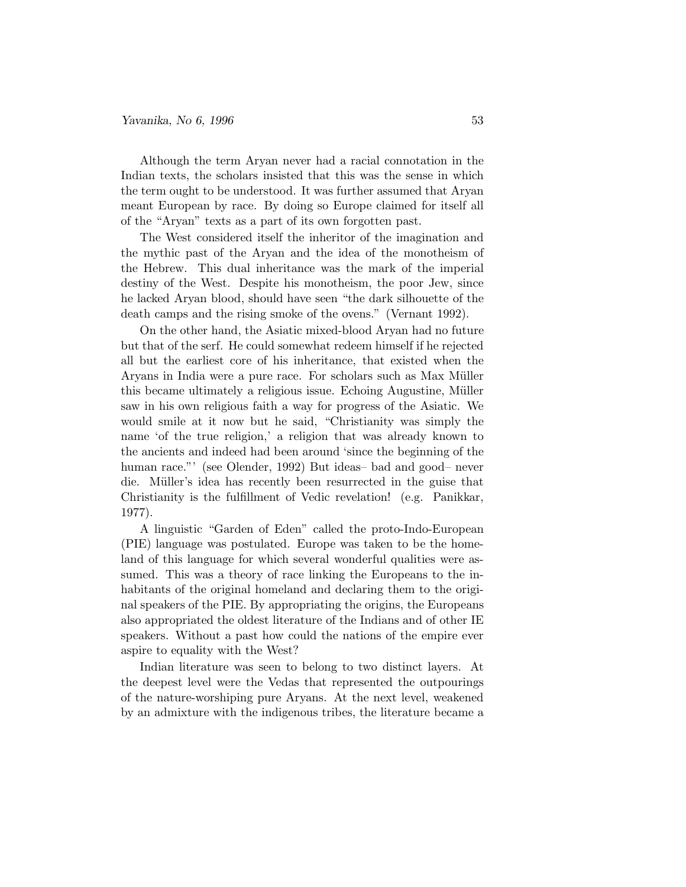Although the term Aryan never had a racial connotation in the Indian texts, the scholars insisted that this was the sense in which the term ought to be understood. It was further assumed that Aryan meant European by race. By doing so Europe claimed for itself all of the "Aryan" texts as a part of its own forgotten past.

The West considered itself the inheritor of the imagination and the mythic past of the Aryan and the idea of the monotheism of the Hebrew. This dual inheritance was the mark of the imperial destiny of the West. Despite his monotheism, the poor Jew, since he lacked Aryan blood, should have seen "the dark silhouette of the death camps and the rising smoke of the ovens." (Vernant 1992).

On the other hand, the Asiatic mixed-blood Aryan had no future but that of the serf. He could somewhat redeem himself if he rejected all but the earliest core of his inheritance, that existed when the Aryans in India were a pure race. For scholars such as Max Müller this became ultimately a religious issue. Echoing Augustine, Müller saw in his own religious faith a way for progress of the Asiatic. We would smile at it now but he said, "Christianity was simply the name 'of the true religion,' a religion that was already known to the ancients and indeed had been around 'since the beginning of the human race."' (see Olender, 1992) But ideas– bad and good– never die. Müller's idea has recently been resurrected in the guise that Christianity is the fulfillment of Vedic revelation! (e.g. Panikkar, 1977).

A linguistic "Garden of Eden" called the proto-Indo-European (PIE) language was postulated. Europe was taken to be the homeland of this language for which several wonderful qualities were assumed. This was a theory of race linking the Europeans to the inhabitants of the original homeland and declaring them to the original speakers of the PIE. By appropriating the origins, the Europeans also appropriated the oldest literature of the Indians and of other IE speakers. Without a past how could the nations of the empire ever aspire to equality with the West?

Indian literature was seen to belong to two distinct layers. At the deepest level were the Vedas that represented the outpourings of the nature-worshiping pure Aryans. At the next level, weakened by an admixture with the indigenous tribes, the literature became a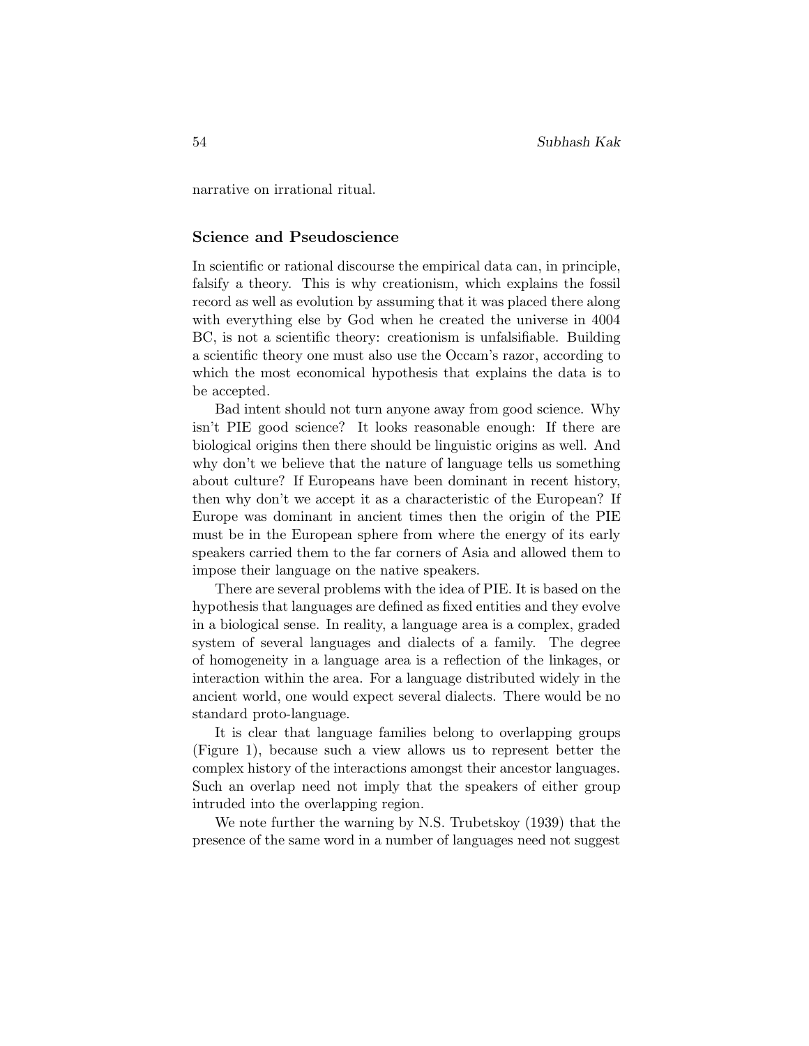narrative on irrational ritual.

## Science and Pseudoscience

In scientific or rational discourse the empirical data can, in principle, falsify a theory. This is why creationism, which explains the fossil record as well as evolution by assuming that it was placed there along with everything else by God when he created the universe in 4004 BC, is not a scientific theory: creationism is unfalsifiable. Building a scientific theory one must also use the Occam's razor, according to which the most economical hypothesis that explains the data is to be accepted.

Bad intent should not turn anyone away from good science. Why isn't PIE good science? It looks reasonable enough: If there are biological origins then there should be linguistic origins as well. And why don't we believe that the nature of language tells us something about culture? If Europeans have been dominant in recent history, then why don't we accept it as a characteristic of the European? If Europe was dominant in ancient times then the origin of the PIE must be in the European sphere from where the energy of its early speakers carried them to the far corners of Asia and allowed them to impose their language on the native speakers.

There are several problems with the idea of PIE. It is based on the hypothesis that languages are defined as fixed entities and they evolve in a biological sense. In reality, a language area is a complex, graded system of several languages and dialects of a family. The degree of homogeneity in a language area is a reflection of the linkages, or interaction within the area. For a language distributed widely in the ancient world, one would expect several dialects. There would be no standard proto-language.

It is clear that language families belong to overlapping groups (Figure 1), because such a view allows us to represent better the complex history of the interactions amongst their ancestor languages. Such an overlap need not imply that the speakers of either group intruded into the overlapping region.

We note further the warning by N.S. Trubetskoy (1939) that the presence of the same word in a number of languages need not suggest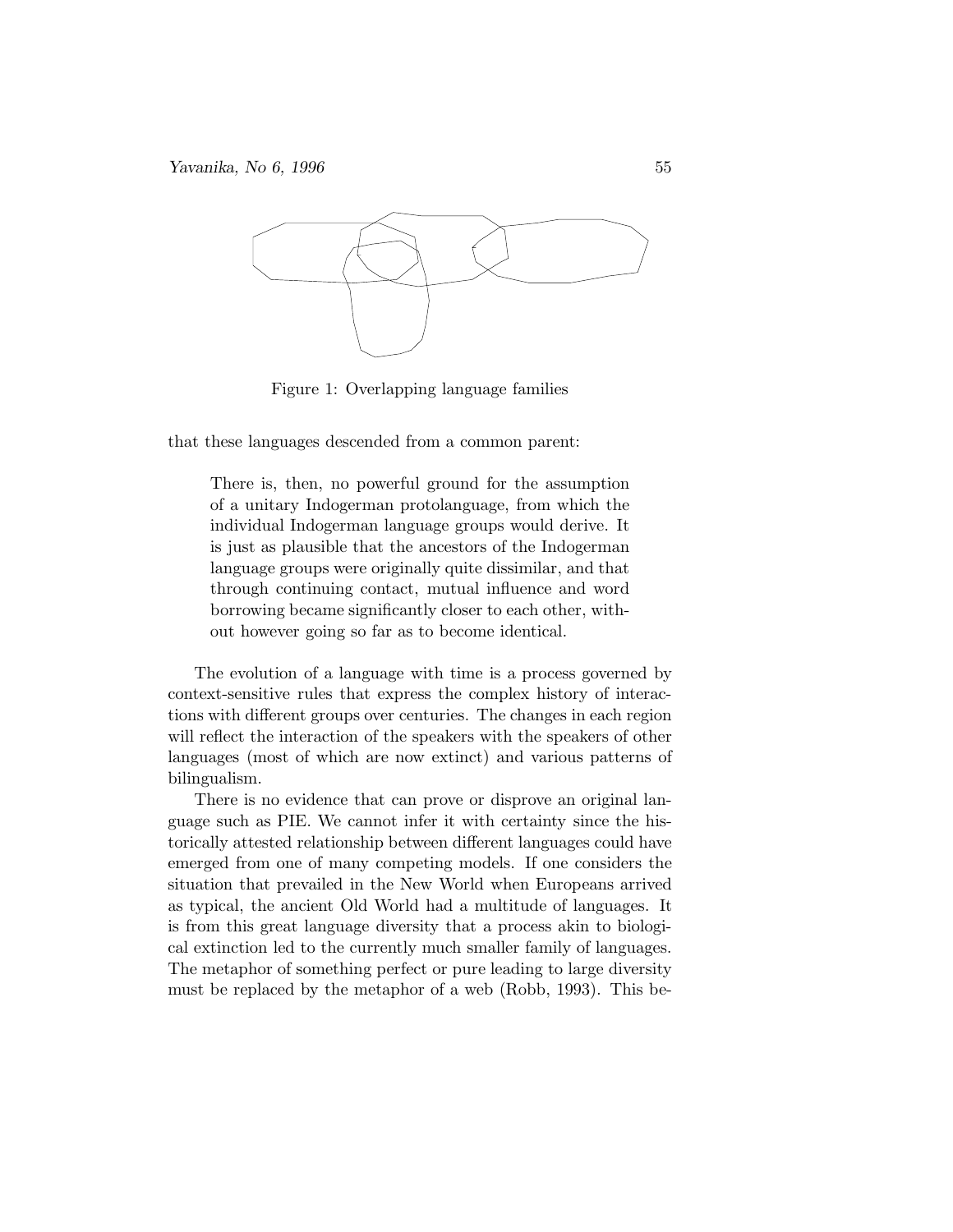Figure 1: Overlapping language families

that these languages descended from a common parent:

> There is, then, no powerful ground for the assumption of a unitary Indogerman protolanguage, from which the individual Indogerman language groups would derive. It is just as plausible that the ancestors of the Indogerman language groups were originally quite dissimilar, and that through continuing contact, mutual influence and word borrowing became significantly closer to each other, without however going so far as to become identical.

The evolution of a language with time is a process governed by context-sensitive rules that express the complex history of interactions with different groups over centuries. The changes in each region will reflect the interaction of the speakers with the speakers of other languages (most of which are now extinct) and various patterns of bilingualism.

There is no evidence that can prove or disprove an original language such as PIE. We cannot infer it with certainty since the historically attested relationship between different languages could have emerged from one of many competing models. If one considers the situation that prevailed in the New World when Europeans arrived as typical, the ancient Old World had a multitude of languages. It is from this great language diversity that a process akin to biological extinction led to the currently much smaller family of languages. The metaphor of something perfect or pure leading to large diversity must be replaced by the metaphor of a web (Robb, 1993). This be-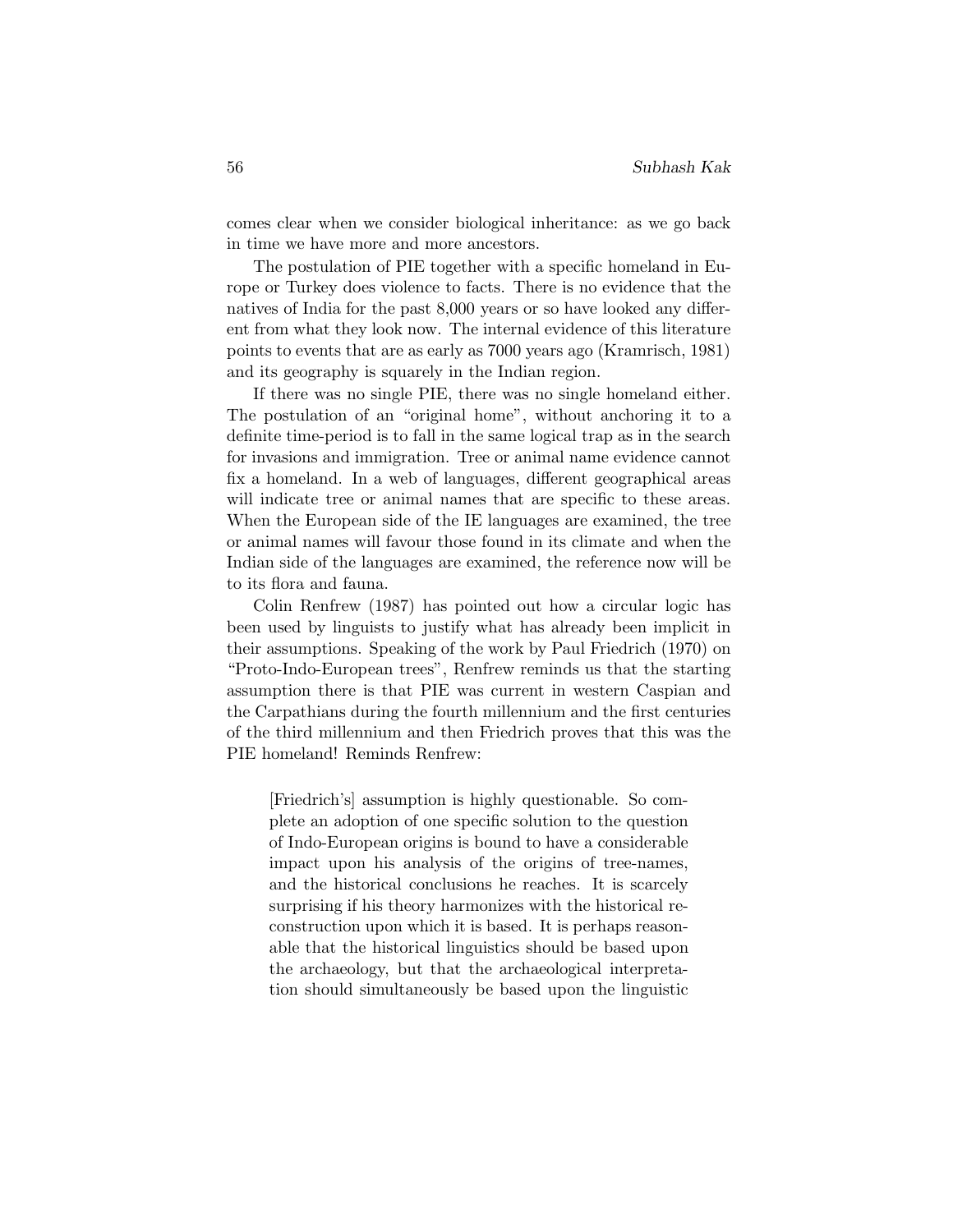comes clear when we consider biological inheritance: as we go back in time we have more and more ancestors.

The postulation of PIE together with a specific homeland in Europe or Turkey does violence to facts. There is no evidence that the natives of India for the past 8,000 years or so have looked any different from what they look now. The internal evidence of this literature points to events that are as early as 7000 years ago (Kramrisch, 1981) and its geography is squarely in the Indian region.

If there was no single PIE, there was no single homeland either. The postulation of an "original home", without anchoring it to a definite time-period is to fall in the same logical trap as in the search for invasions and immigration. Tree or animal name evidence cannot fix a homeland. In a web of languages, different geographical areas will indicate tree or animal names that are specific to these areas. When the European side of the IE languages are examined, the tree or animal names will favour those found in its climate and when the Indian side of the languages are examined, the reference now will be to its flora and fauna.

Colin Renfrew (1987) has pointed out how a circular logic has been used by linguists to justify what has already been implicit in their assumptions. Speaking of the work by Paul Friedrich (1970) on "Proto-Indo-European trees", Renfrew reminds us that the starting assumption there is that PIE was current in western Caspian and the Carpathians during the fourth millennium and the first centuries of the third millennium and then Friedrich proves that this was the PIE homeland! Reminds Renfrew:

> [Friedrich's] assumption is highly questionable. So complete an adoption of one specific solution to the question of Indo-European origins is bound to have a considerable impact upon his analysis of the origins of tree-names, and the historical conclusions he reaches. It is scarcely surprising if his theory harmonizes with the historical reconstruction upon which it is based. It is perhaps reasonable that the historical linguistics should be based upon the archaeology, but that the archaeological interpretation should simultaneously be based upon the linguistic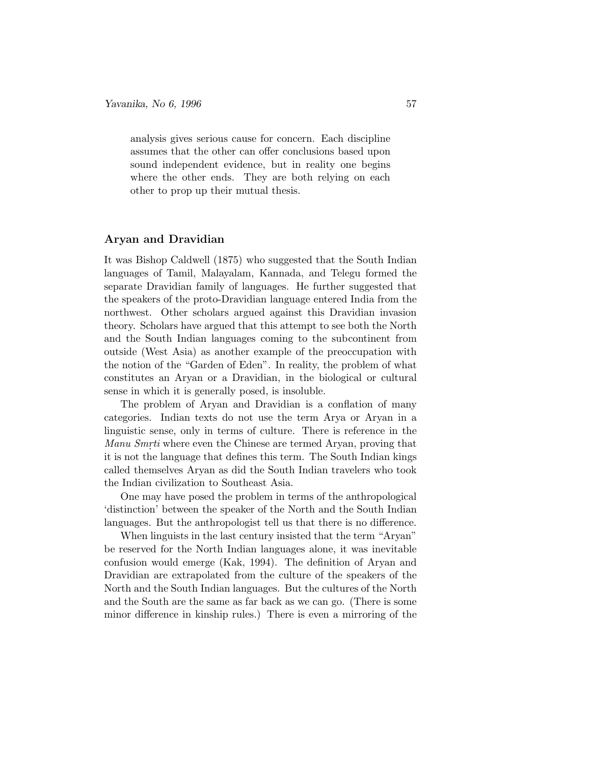> analysis gives serious cause for concern. Each discipline assumes that the other can offer conclusions based upon sound independent evidence, but in reality one begins where the other ends. They are both relying on each other to prop up their mutual thesis.

### Aryan and Dravidian

It was Bishop Caldwell (1875) who suggested that the South Indian languages of Tamil, Malayalam, Kannada, and Telegu formed the separate Dravidian family of languages. He further suggested that the speakers of the proto-Dravidian language entered India from the northwest. Other scholars argued against this Dravidian invasion theory. Scholars have argued that this attempt to see both the North and the South Indian languages coming to the subcontinent from outside (West Asia) as another example of the preoccupation with the notion of the "Garden of Eden". In reality, the problem of what constitutes an Aryan or a Dravidian, in the biological or cultural sense in which it is generally posed, is insoluble.

The problem of Aryan and Dravidian is a conflation of many categories. Indian texts do not use the term Arya or Aryan in a linguistic sense, only in terms of culture. There is reference in the *Manu Smṛti* where even the Chinese are termed Aryan, proving that it is not the language that defines this term. The South Indian kings called themselves Aryan as did the South Indian travelers who took the Indian civilization to Southeast Asia.

One may have posed the problem in terms of the anthropological 'distinction' between the speaker of the North and the South Indian languages. But the anthropologist tell us that there is no difference.

When linguists in the last century insisted that the term "Aryan" be reserved for the North Indian languages alone, it was inevitable confusion would emerge (Kak, 1994). The definition of Aryan and Dravidian are extrapolated from the culture of the speakers of the North and the South Indian languages. But the cultures of the North and the South are the same as far back as we can go. (There is some minor difference in kinship rules.) There is even a mirroring of the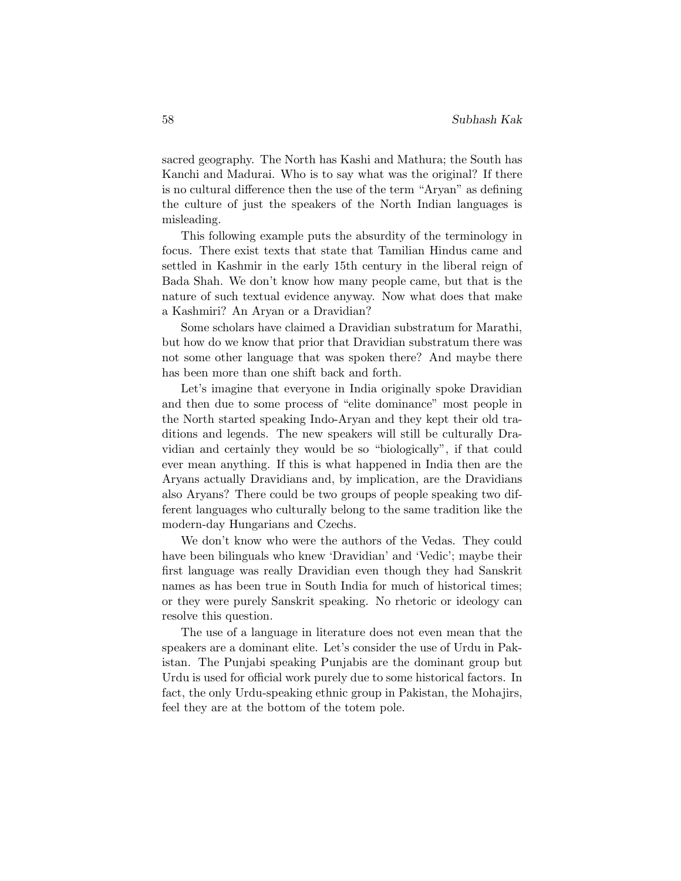sacred geography. The North has Kashi and Mathura; the South has Kanchi and Madurai. Who is to say what was the original? If there is no cultural difference then the use of the term "Aryan" as defining the culture of just the speakers of the North Indian languages is misleading.

This following example puts the absurdity of the terminology in focus. There exist texts that state that Tamilian Hindus came and settled in Kashmir in the early 15th century in the liberal reign of Bada Shah. We don't know how many people came, but that is the nature of such textual evidence anyway. Now what does that make a Kashmiri? An Aryan or a Dravidian?

Some scholars have claimed a Dravidian substratum for Marathi, but how do we know that prior that Dravidian substratum there was not some other language that was spoken there? And maybe there has been more than one shift back and forth.

Let's imagine that everyone in India originally spoke Dravidian and then due to some process of "elite dominance" most people in the North started speaking Indo-Aryan and they kept their old traditions and legends. The new speakers will still be culturally Dravidian and certainly they would be so "biologically", if that could ever mean anything. If this is what happened in India then are the Aryans actually Dravidians and, by implication, are the Dravidians also Aryans? There could be two groups of people speaking two different languages who culturally belong to the same tradition like the modern-day Hungarians and Czechs.

We don't know who were the authors of the Vedas. They could have been bilinguals who knew 'Dravidian' and 'Vedic'; maybe their first language was really Dravidian even though they had Sanskrit names as has been true in South India for much of historical times; or they were purely Sanskrit speaking. No rhetoric or ideology can resolve this question.

The use of a language in literature does not even mean that the speakers are a dominant elite. Let's consider the use of Urdu in Pakistan. The Punjabi speaking Punjabis are the dominant group but Urdu is used for official work purely due to some historical factors. In fact, the only Urdu-speaking ethnic group in Pakistan, the Mohajirs, feel they are at the bottom of the totem pole.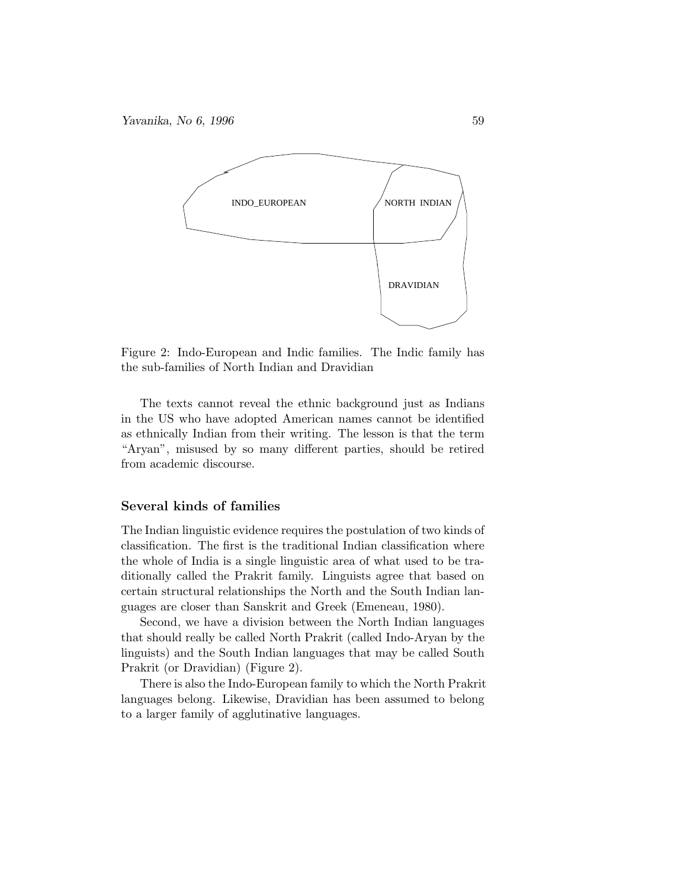Figure 2: Indo-European and Indic families. The Indic family has the sub-families of North Indian and Dravidian

The texts cannot reveal the ethnic background just as Indians in the US who have adopted American names cannot be identified as ethnically Indian from their writing. The lesson is that the term "Aryan", misused by so many different parties, should be retired from academic discourse.

### Several kinds of families

The Indian linguistic evidence requires the postulation of two kinds of classification. The first is the traditional Indian classification where the whole of India is a single linguistic area of what used to be traditionally called the Prakrit family. Linguists agree that based on certain structural relationships the North and the South Indian languages are closer than Sanskrit and Greek (Emeneau, 1980).

Second, we have a division between the North Indian languages that should really be called North Prakrit (called Indo-Aryan by the linguists) and the South Indian languages that may be called South Prakrit (or Dravidian) (Figure 2).

There is also the Indo-European family to which the North Prakrit languages belong. Likewise, Dravidian has been assumed to belong to a larger family of agglutinative languages.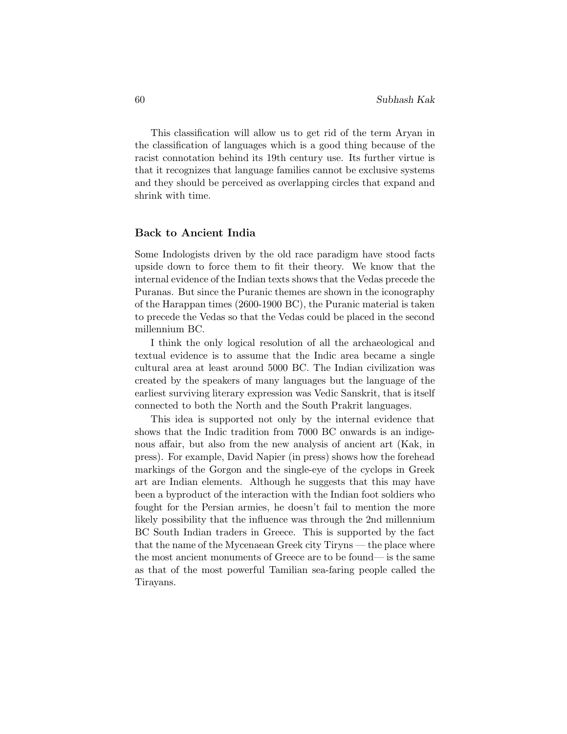This classification will allow us to get rid of the term Aryan in the classification of languages which is a good thing because of the racist connotation behind its 19th century use. Its further virtue is that it recognizes that language families cannot be exclusive systems and they should be perceived as overlapping circles that expand and shrink with time.

### Back to Ancient India

Some Indologists driven by the old race paradigm have stood facts upside down to force them to fit their theory. We know that the internal evidence of the Indian texts shows that the Vedas precede the Puranas. But since the Puranic themes are shown in the iconography of the Harappan times (2600-1900 BC), the Puranic material is taken to precede the Vedas so that the Vedas could be placed in the second millennium BC.

I think the only logical resolution of all the archaeological and textual evidence is to assume that the Indic area became a single cultural area at least around 5000 BC. The Indian civilization was created by the speakers of many languages but the language of the earliest surviving literary expression was Vedic Sanskrit, that is itself connected to both the North and the South Prakrit languages.

This idea is supported not only by the internal evidence that shows that the Indic tradition from 7000 BC onwards is an indigenous affair, but also from the new analysis of ancient art (Kak, in press). For example, David Napier (in press) shows how the forehead markings of the Gorgon and the single-eye of the cyclops in Greek art are Indian elements. Although he suggests that this may have been a byproduct of the interaction with the Indian foot soldiers who fought for the Persian armies, he doesn't fail to mention the more likely possibility that the influence was through the 2nd millennium BC South Indian traders in Greece. This is supported by the fact that the name of the Mycenaean Greek city Tiryns — the place where the most ancient monuments of Greece are to be found— is the same as that of the most powerful Tamilian sea-faring people called the Tirayans.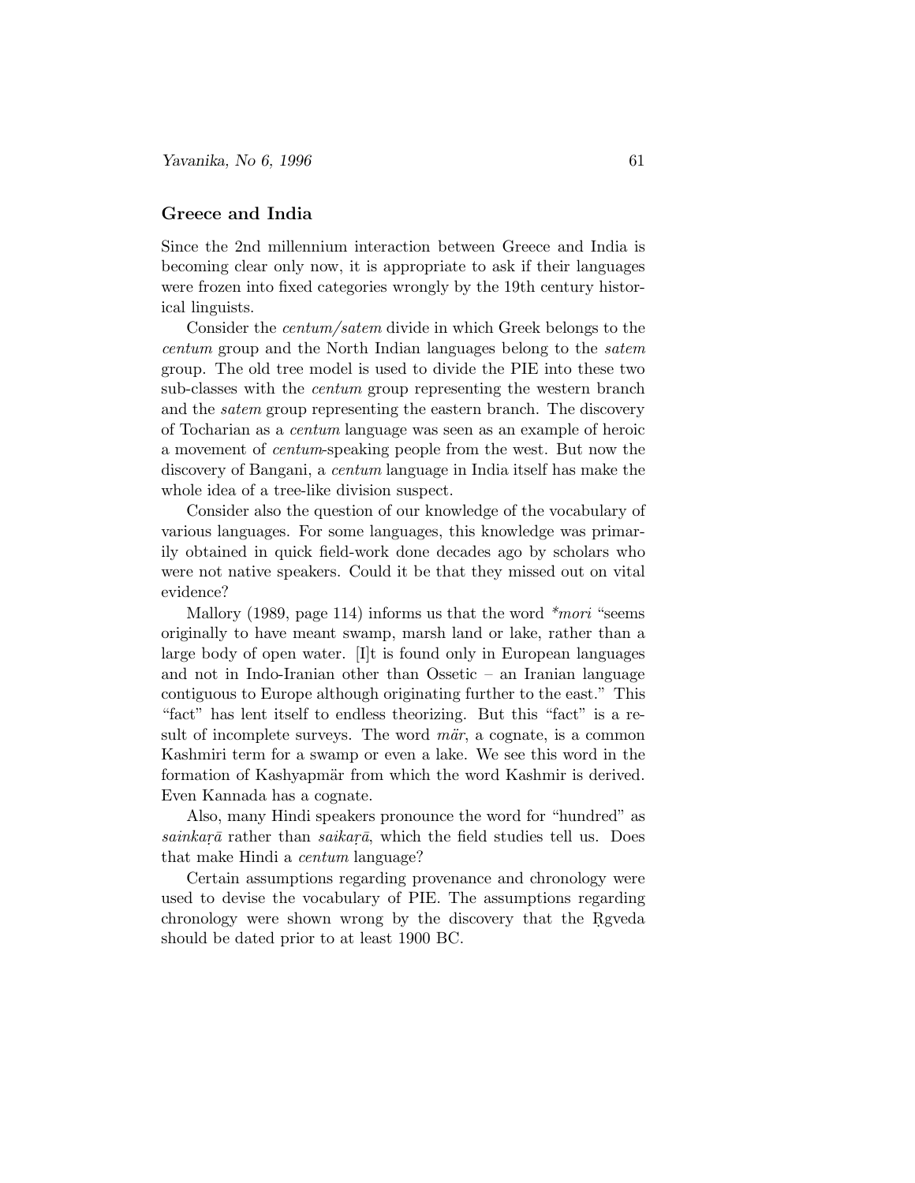## Greece and India

Since the 2nd millennium interaction between Greece and India is becoming clear only now, it is appropriate to ask if their languages were frozen into fixed categories wrongly by the 19th century historical linguists.

Consider the *centum/satem* divide in which Greek belongs to the *centum* group and the North Indian languages belong to the *satem* group. The old tree model is used to divide the PIE into these two sub-classes with the *centum* group representing the western branch and the *satem* group representing the eastern branch. The discovery of Tocharian as a *centum* language was seen as an example of heroic a movement of *centum*-speaking people from the west. But now the discovery of Bangani, a *centum* language in India itself has make the whole idea of a tree-like division suspect.

Consider also the question of our knowledge of the vocabulary of various languages. For some languages, this knowledge was primarily obtained in quick field-work done decades ago by scholars who were not native speakers. Could it be that they missed out on vital evidence?

Mallory (1989, page 114) informs us that the word *\*mori* "seems originally to have meant swamp, marsh land or lake, rather than a large body of open water. [I]t is found only in European languages and not in Indo-Iranian other than Ossetic – an Iranian language contiguous to Europe although originating further to the east." This "fact" has lent itself to endless theorizing. But this "fact" is a result of incomplete surveys. The word *măr*, a cognate, is a common Kashmiri term for a swamp or even a lake. We see this word in the formation of Kashyapmăr from which the word Kashmir is derived. Even Kannada has a cognate.

Also, many Hindi speakers pronounce the word for "hundred" as *sainkaṛā* rather than *saikaṛā*, which the field studies tell us. Does that make Hindi a *centum* language?

Certain assumptions regarding provenance and chronology were used to devise the vocabulary of PIE. The assumptions regarding chronology were shown wrong by the discovery that the Ṛgveda should be dated prior to at least 1900 BC.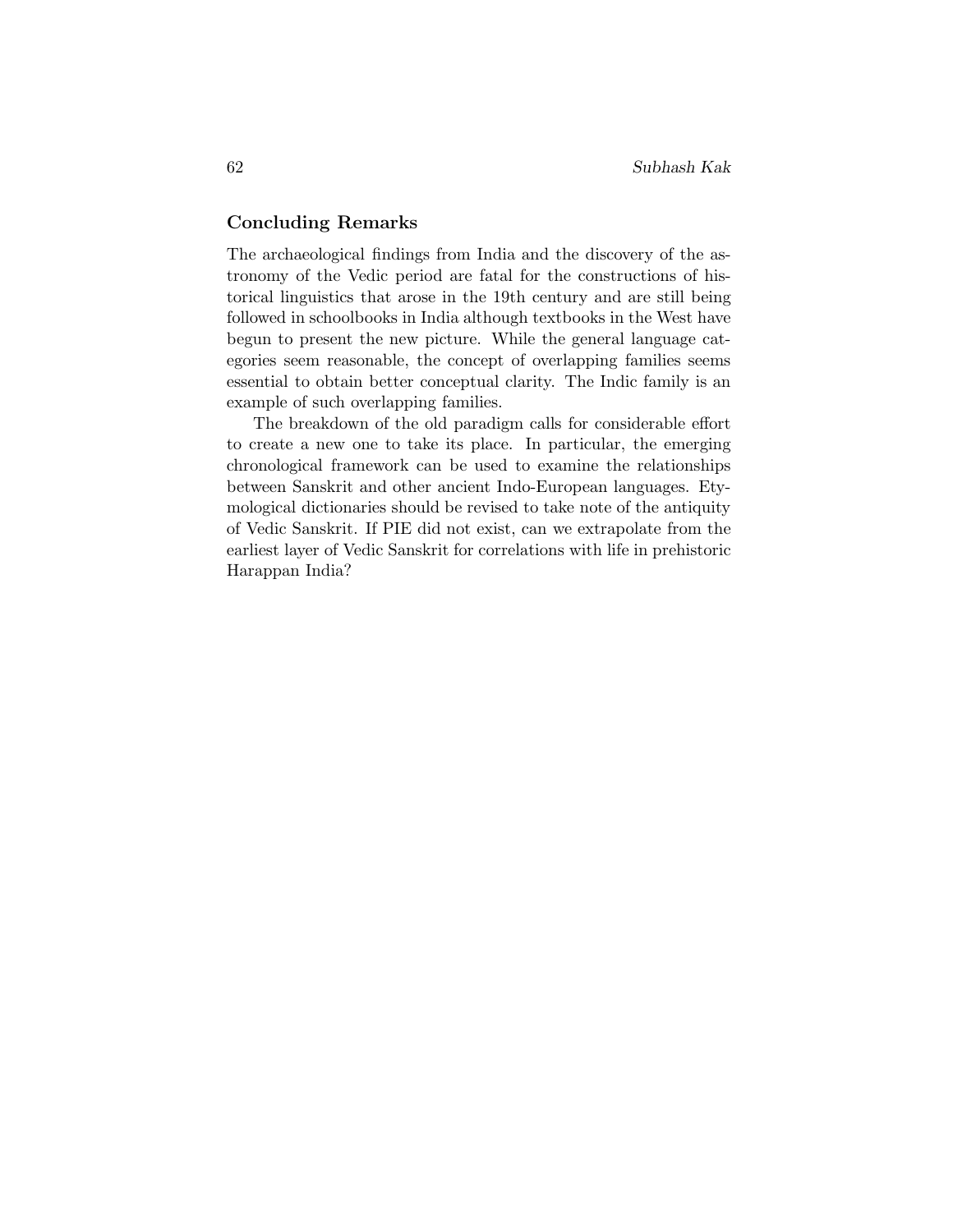## Concluding Remarks

The archaeological findings from India and the discovery of the astronomy of the Vedic period are fatal for the constructions of historical linguistics that arose in the 19th century and are still being followed in schoolbooks in India although textbooks in the West have begun to present the new picture. While the general language categories seem reasonable, the concept of overlapping families seems essential to obtain better conceptual clarity. The Indic family is an example of such overlapping families.

The breakdown of the old paradigm calls for considerable effort to create a new one to take its place. In particular, the emerging chronological framework can be used to examine the relationships between Sanskrit and other ancient Indo-European languages. Etymological dictionaries should be revised to take note of the antiquity of Vedic Sanskrit. If PIE did not exist, can we extrapolate from the earliest layer of Vedic Sanskrit for correlations with life in prehistoric Harappan India?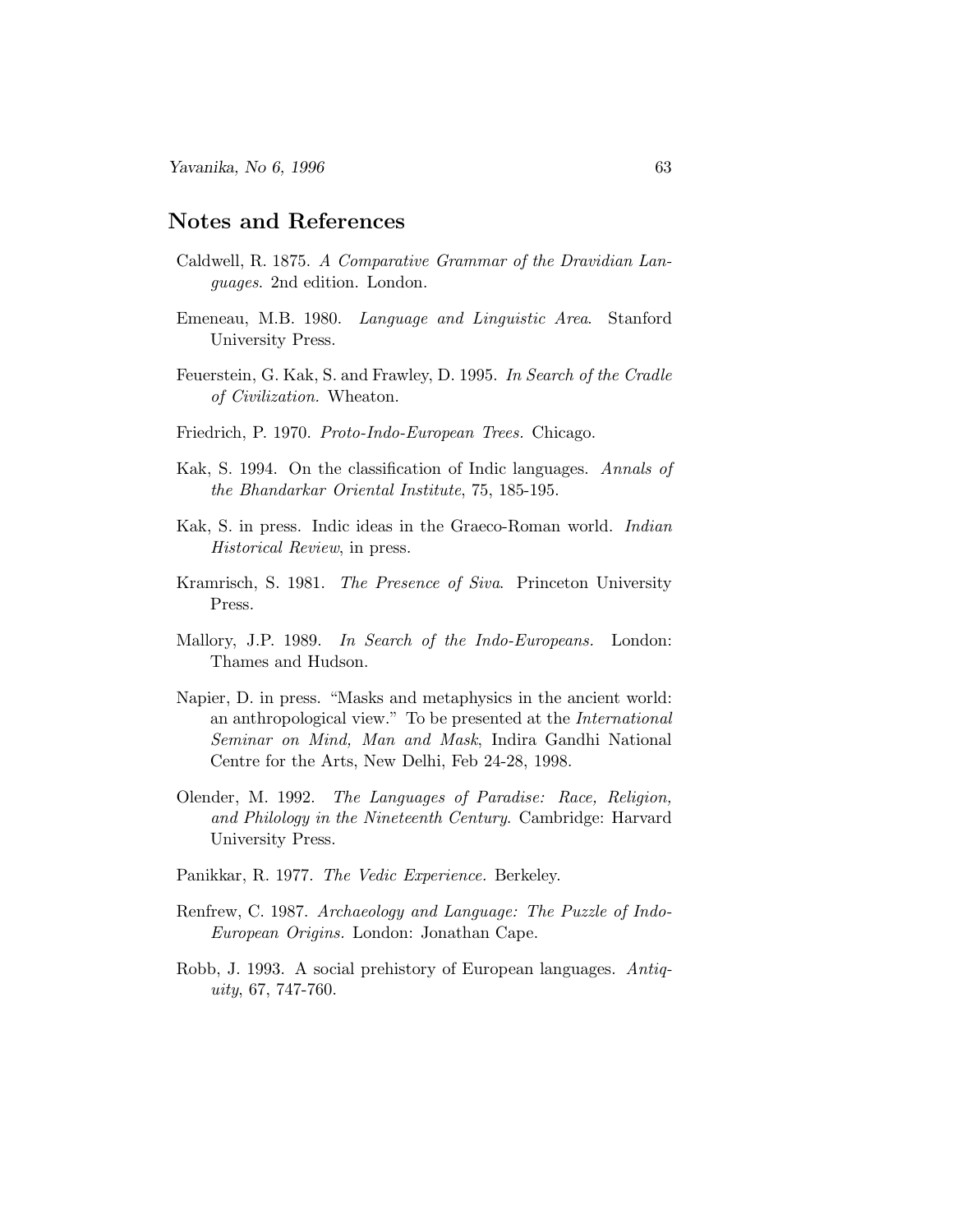## Notes and References

Caldwell, R. 1875. *A Comparative Grammar of the Dravidian Languages*. 2nd edition. London.

Emeneau, M.B. 1980. *Language and Linguistic Area*. Stanford University Press.

Feuerstein, G. Kak, S. and Frawley, D. 1995. *In Search of the Cradle of Civilization.* Wheaton.

Friedrich, P. 1970. *Proto-Indo-European Trees.* Chicago.

Kak, S. 1994. On the classification of Indic languages. *Annals of the Bhandarkar Oriental Institute*, 75, 185-195.

Kak, S. in press. Indic ideas in the Graeco-Roman world. *Indian Historical Review*, in press.

Kramrisch, S. 1981. *The Presence of Siva*. Princeton University Press.

Mallory, J.P. 1989. *In Search of the Indo-Europeans.* London: Thames and Hudson.

Napier, D. in press. "Masks and metaphysics in the ancient world: an anthropological view." To be presented at the *International Seminar on Mind, Man and Mask*, Indira Gandhi National Centre for the Arts, New Delhi, Feb 24-28, 1998.

Olender, M. 1992. *The Languages of Paradise: Race, Religion, and Philology in the Nineteenth Century*. Cambridge: Harvard University Press.

Panikkar, R. 1977. *The Vedic Experience.* Berkeley.

Renfrew, C. 1987. *Archaeology and Language: The Puzzle of Indo-European Origins.* London: Jonathan Cape.

Robb, J. 1993. A social prehistory of European languages. *Antiquity*, 67, 747-760.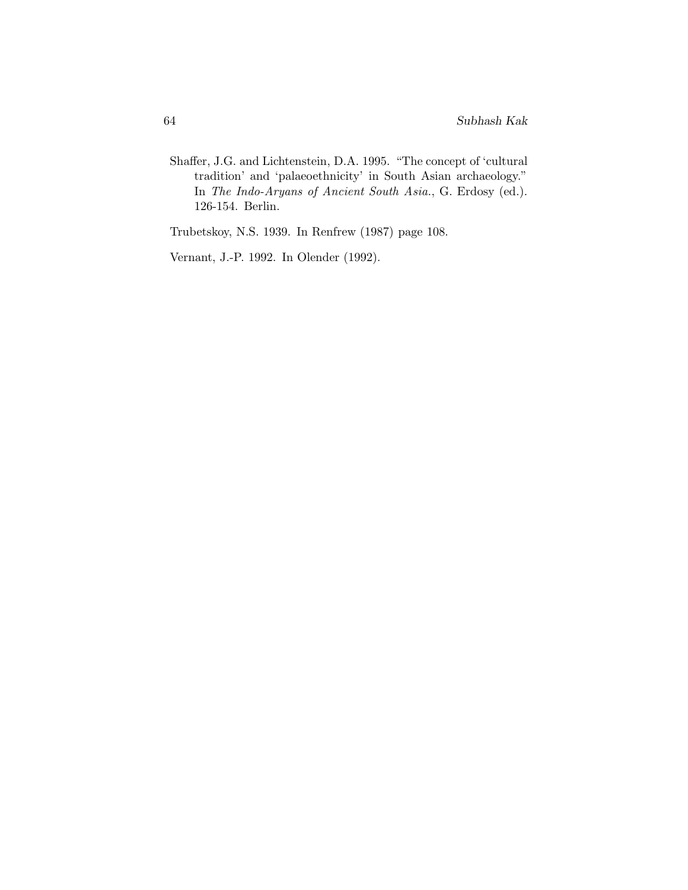Shaffer, J.G. and Lichtenstein, D.A. 1995. "The concept of 'cultural tradition' and 'palaeoethnicity' in South Asian archaeology." In *The Indo-Aryans of Ancient South Asia.*, G. Erdosy (ed.). 126-154. Berlin.

Trubetskoy, N.S. 1939. In Renfrew (1987) page 108.

Vernant, J.-P. 1992. In Olender (1992).